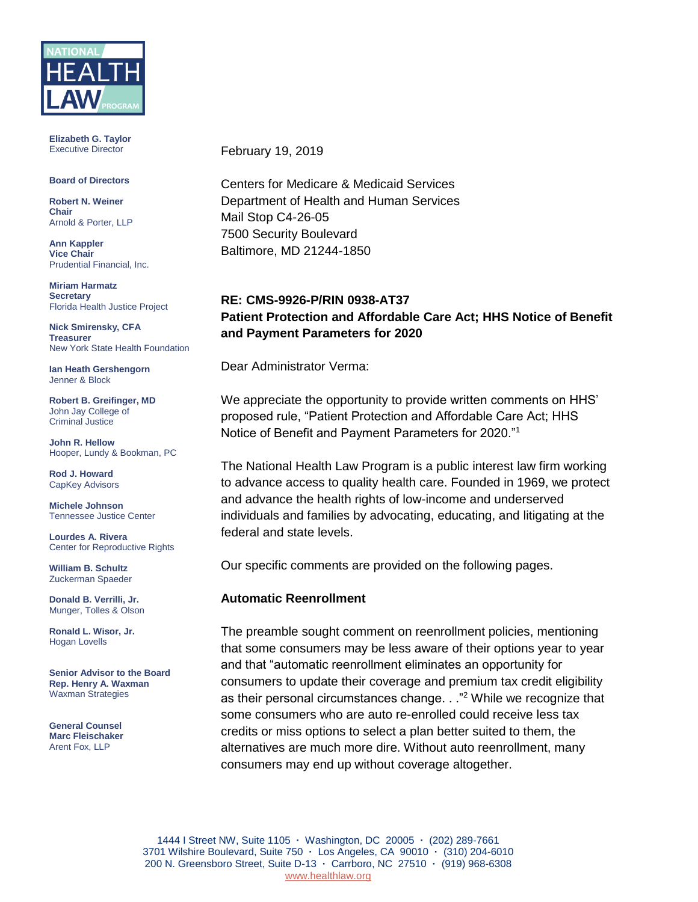Elizabeth G. Taylor
Executive Director

**Board of Directors**

**Robert N. Weiner**
**Chair**
Arnold & Porter, LLP

**Ann Kappler**
**Vice Chair**
Prudential Financial, Inc.

**Miriam Harmatz**
**Secretary**
Florida Health Justice Project

**Nick Smirensky, CFA**
**Treasurer**
New York State Health Foundation

**Ian Heath Gershengorn**
Jenner & Block

**Robert B. Greifinger, MD**
John Jay College of Criminal Justice

**John R. Hellow**
Hooper, Lundy & Bookman, PC

**Rod J. Howard**
CapKey Advisors

**Michele Johnson**
Tennessee Justice Center

**Lourdes A. Rivera**
Center for Reproductive Rights

**William B. Schultz**
Zuckerman Spaeder

**Donald B. Verrilli, Jr.**
Munger, Tolles & Olson

**Ronald L. Wisor, Jr.**
Hogan Lovells

**Senior Advisor to the Board**
**Rep. Henry A. Waxman**
Waxman Strategies

**General Counsel**
**Marc Fleischaker**
Arent Fox, LLP

February 19, 2019

Centers for Medicare & Medicaid Services
Department of Health and Human Services
Mail Stop C4-26-05
7500 Security Boulevard
Baltimore, MD 21244-1850

**RE: CMS-9926-P/RIN 0938-AT37**
**Patient Protection and Affordable Care Act; HHS Notice of Benefit and Payment Parameters for 2020**

Dear Administrator Verma:

We appreciate the opportunity to provide written comments on HHS' proposed rule, "Patient Protection and Affordable Care Act; HHS Notice of Benefit and Payment Parameters for 2020."[1]

The National Health Law Program is a public interest law firm working to advance access to quality health care. Founded in 1969, we protect and advance the health rights of low-income and underserved individuals and families by advocating, educating, and litigating at the federal and state levels.

Our specific comments are provided on the following pages.

**Automatic Reenrollment**

The preamble sought comment on reenrollment policies, mentioning that some consumers may be less aware of their options year to year and that "automatic reenrollment eliminates an opportunity for consumers to update their coverage and premium tax credit eligibility as their personal circumstances change. . ."[2] While we recognize that some consumers who are auto re-enrolled could receive less tax credits or miss options to select a plan better suited to them, the alternatives are much more dire. Without auto reenrollment, many consumers may end up without coverage altogether.

1444 I Street NW, Suite 1105 · Washington, DC 20005 · (202) 289-7661
3701 Wilshire Boulevard, Suite 750 · Los Angeles, CA 90010 · (310) 204-6010
200 N. Greensboro Street, Suite D-13 · Carrboro, NC 27510 · (919) 968-6308
www.healthlaw.org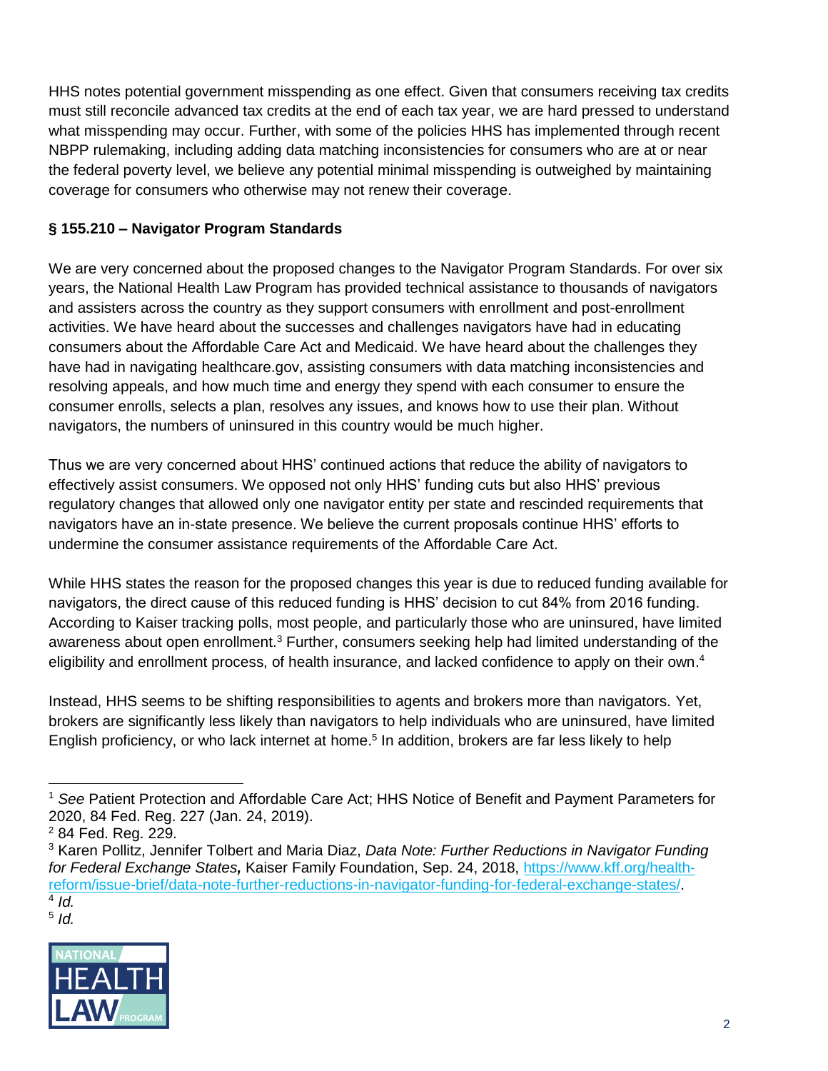HHS notes potential government misspending as one effect. Given that consumers receiving tax credits must still reconcile advanced tax credits at the end of each tax year, we are hard pressed to understand what misspending may occur. Further, with some of the policies HHS has implemented through recent NBPP rulemaking, including adding data matching inconsistencies for consumers who are at or near the federal poverty level, we believe any potential minimal misspending is outweighed by maintaining coverage for consumers who otherwise may not renew their coverage.

**§ 155.210 – Navigator Program Standards**

We are very concerned about the proposed changes to the Navigator Program Standards. For over six years, the National Health Law Program has provided technical assistance to thousands of navigators and assisters across the country as they support consumers with enrollment and post-enrollment activities. We have heard about the successes and challenges navigators have had in educating consumers about the Affordable Care Act and Medicaid. We have heard about the challenges they have had in navigating healthcare.gov, assisting consumers with data matching inconsistencies and resolving appeals, and how much time and energy they spend with each consumer to ensure the consumer enrolls, selects a plan, resolves any issues, and knows how to use their plan. Without navigators, the numbers of uninsured in this country would be much higher.

Thus we are very concerned about HHS' continued actions that reduce the ability of navigators to effectively assist consumers. We opposed not only HHS' funding cuts but also HHS' previous regulatory changes that allowed only one navigator entity per state and rescinded requirements that navigators have an in-state presence. We believe the current proposals continue HHS' efforts to undermine the consumer assistance requirements of the Affordable Care Act.

While HHS states the reason for the proposed changes this year is due to reduced funding available for navigators, the direct cause of this reduced funding is HHS' decision to cut 84% from 2016 funding. According to Kaiser tracking polls, most people, and particularly those who are uninsured, have limited awareness about open enrollment.[3] Further, consumers seeking help had limited understanding of the eligibility and enrollment process, of health insurance, and lacked confidence to apply on their own.[4]

Instead, HHS seems to be shifting responsibilities to agents and brokers more than navigators. Yet, brokers are significantly less likely than navigators to help individuals who are uninsured, have limited English proficiency, or who lack internet at home.[5] In addition, brokers are far less likely to help

---

[1] *See* Patient Protection and Affordable Care Act; HHS Notice of Benefit and Payment Parameters for 2020, 84 Fed. Reg. 227 (Jan. 24, 2019).

[2] 84 Fed. Reg. 229.

[3] Karen Pollitz, Jennifer Tolbert and Maria Diaz, *Data Note: Further Reductions in Navigator Funding for Federal Exchange States,* Kaiser Family Foundation, Sep. 24, 2018, [https://www.kff.org/health-reform/issue-brief/data-note-further-reductions-in-navigator-funding-for-federal-exchange-states/](https://www.kff.org/health-reform/issue-brief/data-note-further-reductions-in-navigator-funding-for-federal-exchange-states/).

[4] *Id.*

[5] *Id.*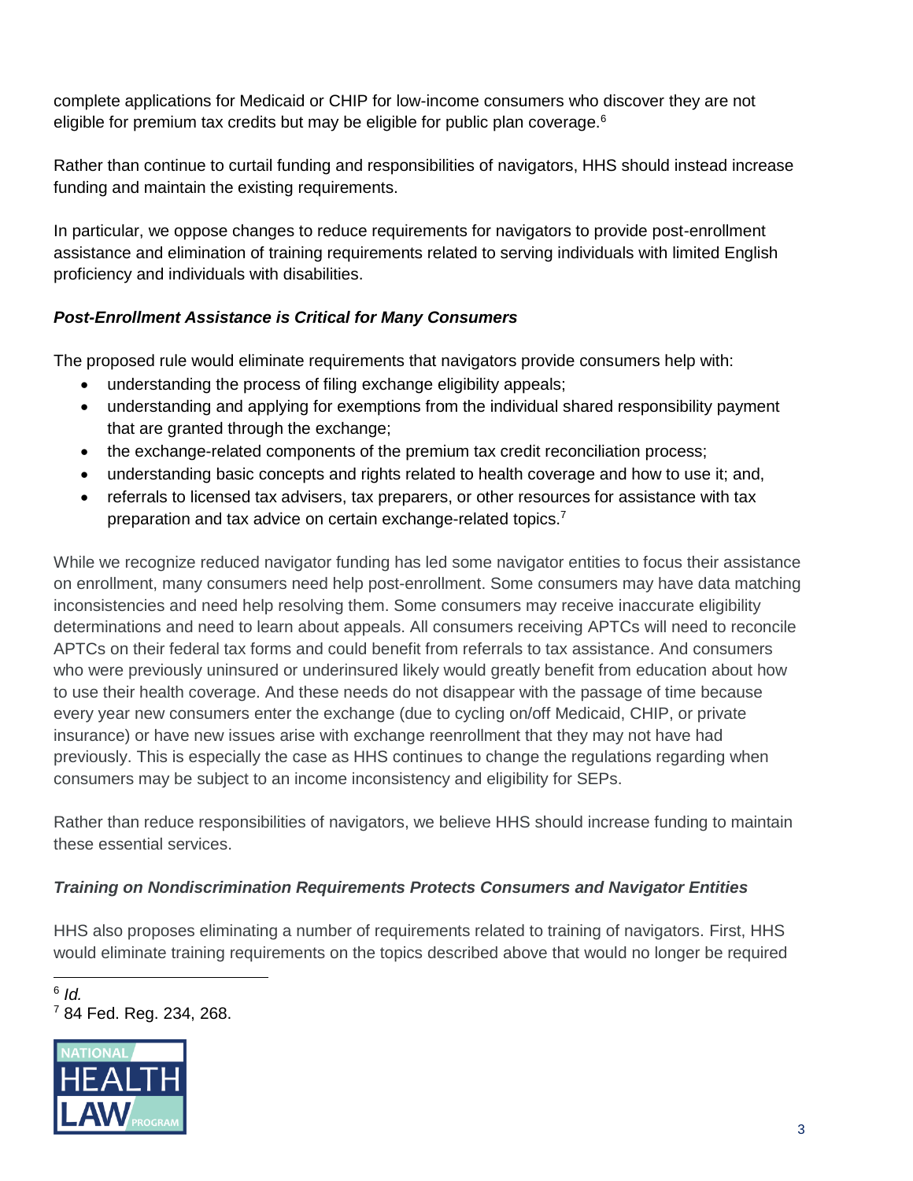complete applications for Medicaid or CHIP for low-income consumers who discover they are not eligible for premium tax credits but may be eligible for public plan coverage.[6]

Rather than continue to curtail funding and responsibilities of navigators, HHS should instead increase funding and maintain the existing requirements.

In particular, we oppose changes to reduce requirements for navigators to provide post-enrollment assistance and elimination of training requirements related to serving individuals with limited English proficiency and individuals with disabilities.

***Post-Enrollment Assistance is Critical for Many Consumers***

The proposed rule would eliminate requirements that navigators provide consumers help with:

- understanding the process of filing exchange eligibility appeals;
- understanding and applying for exemptions from the individual shared responsibility payment that are granted through the exchange;
- the exchange-related components of the premium tax credit reconciliation process;
- understanding basic concepts and rights related to health coverage and how to use it; and,
- referrals to licensed tax advisers, tax preparers, or other resources for assistance with tax preparation and tax advice on certain exchange-related topics.[7]

While we recognize reduced navigator funding has led some navigator entities to focus their assistance on enrollment, many consumers need help post-enrollment. Some consumers may have data matching inconsistencies and need help resolving them. Some consumers may receive inaccurate eligibility determinations and need to learn about appeals. All consumers receiving APTCs will need to reconcile APTCs on their federal tax forms and could benefit from referrals to tax assistance. And consumers who were previously uninsured or underinsured likely would greatly benefit from education about how to use their health coverage. And these needs do not disappear with the passage of time because every year new consumers enter the exchange (due to cycling on/off Medicaid, CHIP, or private insurance) or have new issues arise with exchange reenrollment that they may not have had previously. This is especially the case as HHS continues to change the regulations regarding when consumers may be subject to an income inconsistency and eligibility for SEPs.

Rather than reduce responsibilities of navigators, we believe HHS should increase funding to maintain these essential services.

***Training on Nondiscrimination Requirements Protects Consumers and Navigator Entities***

HHS also proposes eliminating a number of requirements related to training of navigators. First, HHS would eliminate training requirements on the topics described above that would no longer be required

[6] *Id.*

[7] 84 Fed. Reg. 234, 268.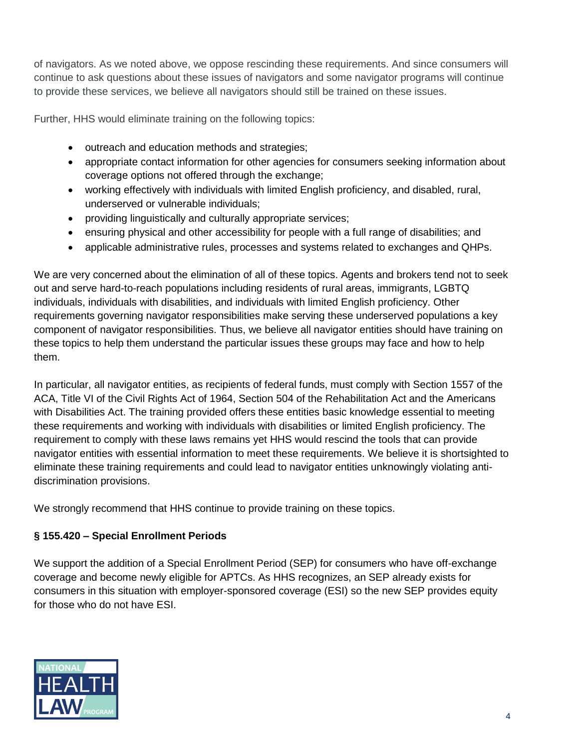of navigators. As we noted above, we oppose rescinding these requirements. And since consumers will continue to ask questions about these issues of navigators and some navigator programs will continue to provide these services, we believe all navigators should still be trained on these issues.

Further, HHS would eliminate training on the following topics:

- outreach and education methods and strategies;
- appropriate contact information for other agencies for consumers seeking information about coverage options not offered through the exchange;
- working effectively with individuals with limited English proficiency, and disabled, rural, underserved or vulnerable individuals;
- providing linguistically and culturally appropriate services;
- ensuring physical and other accessibility for people with a full range of disabilities; and
- applicable administrative rules, processes and systems related to exchanges and QHPs.

We are very concerned about the elimination of all of these topics. Agents and brokers tend not to seek out and serve hard-to-reach populations including residents of rural areas, immigrants, LGBTQ individuals, individuals with disabilities, and individuals with limited English proficiency. Other requirements governing navigator responsibilities make serving these underserved populations a key component of navigator responsibilities. Thus, we believe all navigator entities should have training on these topics to help them understand the particular issues these groups may face and how to help them.

In particular, all navigator entities, as recipients of federal funds, must comply with Section 1557 of the ACA, Title VI of the Civil Rights Act of 1964, Section 504 of the Rehabilitation Act and the Americans with Disabilities Act. The training provided offers these entities basic knowledge essential to meeting these requirements and working with individuals with disabilities or limited English proficiency. The requirement to comply with these laws remains yet HHS would rescind the tools that can provide navigator entities with essential information to meet these requirements. We believe it is shortsighted to eliminate these training requirements and could lead to navigator entities unknowingly violating anti-discrimination provisions.

We strongly recommend that HHS continue to provide training on these topics.

**§ 155.420 – Special Enrollment Periods**

We support the addition of a Special Enrollment Period (SEP) for consumers who have off-exchange coverage and become newly eligible for APTCs. As HHS recognizes, an SEP already exists for consumers in this situation with employer-sponsored coverage (ESI) so the new SEP provides equity for those who do not have ESI.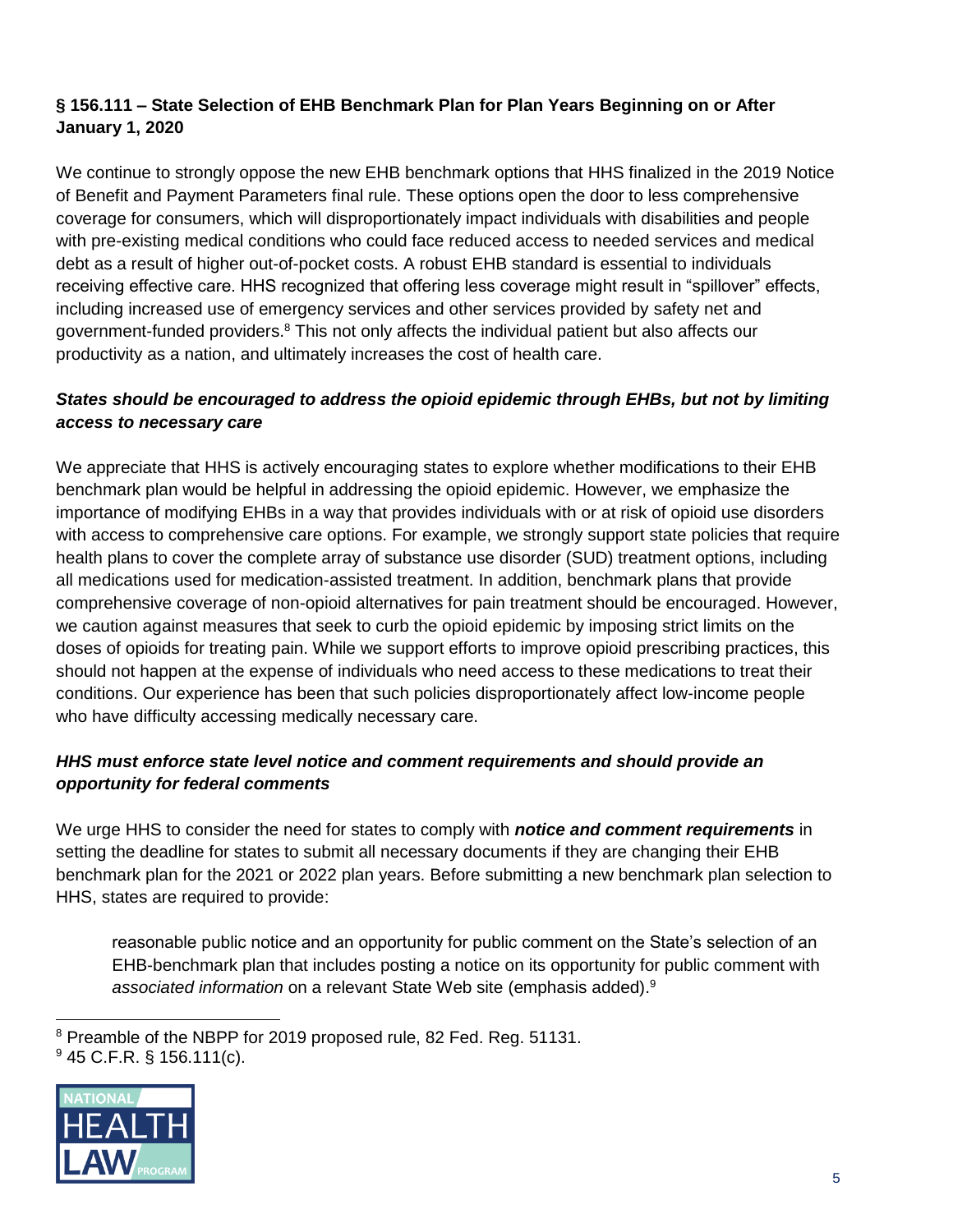### § 156.111 – State Selection of EHB Benchmark Plan for Plan Years Beginning on or After January 1, 2020

We continue to strongly oppose the new EHB benchmark options that HHS finalized in the 2019 Notice of Benefit and Payment Parameters final rule. These options open the door to less comprehensive coverage for consumers, which will disproportionately impact individuals with disabilities and people with pre-existing medical conditions who could face reduced access to needed services and medical debt as a result of higher out-of-pocket costs. A robust EHB standard is essential to individuals receiving effective care. HHS recognized that offering less coverage might result in "spillover" effects, including increased use of emergency services and other services provided by safety net and government-funded providers.[8] This not only affects the individual patient but also affects our productivity as a nation, and ultimately increases the cost of health care.

#### *States should be encouraged to address the opioid epidemic through EHBs, but not by limiting access to necessary care*

We appreciate that HHS is actively encouraging states to explore whether modifications to their EHB benchmark plan would be helpful in addressing the opioid epidemic. However, we emphasize the importance of modifying EHBs in a way that provides individuals with or at risk of opioid use disorders with access to comprehensive care options. For example, we strongly support state policies that require health plans to cover the complete array of substance use disorder (SUD) treatment options, including all medications used for medication-assisted treatment. In addition, benchmark plans that provide comprehensive coverage of non-opioid alternatives for pain treatment should be encouraged. However, we caution against measures that seek to curb the opioid epidemic by imposing strict limits on the doses of opioids for treating pain. While we support efforts to improve opioid prescribing practices, this should not happen at the expense of individuals who need access to these medications to treat their conditions. Our experience has been that such policies disproportionately affect low-income people who have difficulty accessing medically necessary care.

#### *HHS must enforce state level notice and comment requirements and should provide an opportunity for federal comments*

We urge HHS to consider the need for states to comply with ***notice and comment requirements*** in setting the deadline for states to submit all necessary documents if they are changing their EHB benchmark plan for the 2021 or 2022 plan years. Before submitting a new benchmark plan selection to HHS, states are required to provide:

> reasonable public notice and an opportunity for public comment on the State's selection of an EHB-benchmark plan that includes posting a notice on its opportunity for public comment with *associated information* on a relevant State Web site (emphasis added).[9]

---

[8] Preamble of the NBPP for 2019 proposed rule, 82 Fed. Reg. 51131.

[9] 45 C.F.R. § 156.111(c).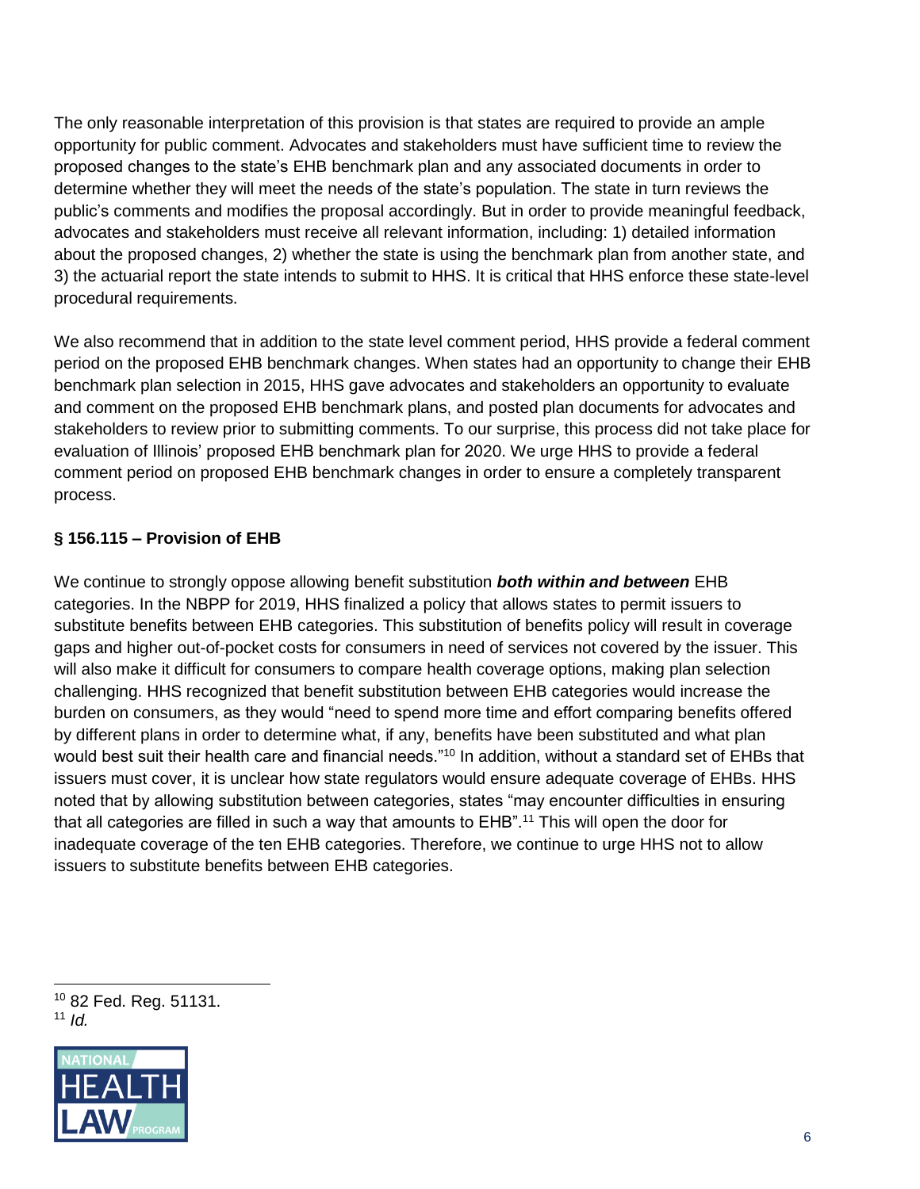The only reasonable interpretation of this provision is that states are required to provide an ample opportunity for public comment. Advocates and stakeholders must have sufficient time to review the proposed changes to the state's EHB benchmark plan and any associated documents in order to determine whether they will meet the needs of the state's population. The state in turn reviews the public's comments and modifies the proposal accordingly. But in order to provide meaningful feedback, advocates and stakeholders must receive all relevant information, including: 1) detailed information about the proposed changes, 2) whether the state is using the benchmark plan from another state, and 3) the actuarial report the state intends to submit to HHS. It is critical that HHS enforce these state-level procedural requirements.

We also recommend that in addition to the state level comment period, HHS provide a federal comment period on the proposed EHB benchmark changes. When states had an opportunity to change their EHB benchmark plan selection in 2015, HHS gave advocates and stakeholders an opportunity to evaluate and comment on the proposed EHB benchmark plans, and posted plan documents for advocates and stakeholders to review prior to submitting comments. To our surprise, this process did not take place for evaluation of Illinois' proposed EHB benchmark plan for 2020. We urge HHS to provide a federal comment period on proposed EHB benchmark changes in order to ensure a completely transparent process.

### § 156.115 – Provision of EHB

We continue to strongly oppose allowing benefit substitution ***both within and between*** EHB categories. In the NBPP for 2019, HHS finalized a policy that allows states to permit issuers to substitute benefits between EHB categories. This substitution of benefits policy will result in coverage gaps and higher out-of-pocket costs for consumers in need of services not covered by the issuer. This will also make it difficult for consumers to compare health coverage options, making plan selection challenging. HHS recognized that benefit substitution between EHB categories would increase the burden on consumers, as they would "need to spend more time and effort comparing benefits offered by different plans in order to determine what, if any, benefits have been substituted and what plan would best suit their health care and financial needs."[10] In addition, without a standard set of EHBs that issuers must cover, it is unclear how state regulators would ensure adequate coverage of EHBs. HHS noted that by allowing substitution between categories, states "may encounter difficulties in ensuring that all categories are filled in such a way that amounts to EHB".[11] This will open the door for inadequate coverage of the ten EHB categories. Therefore, we continue to urge HHS not to allow issuers to substitute benefits between EHB categories.

---

[10] 82 Fed. Reg. 51131.

[11] *Id.*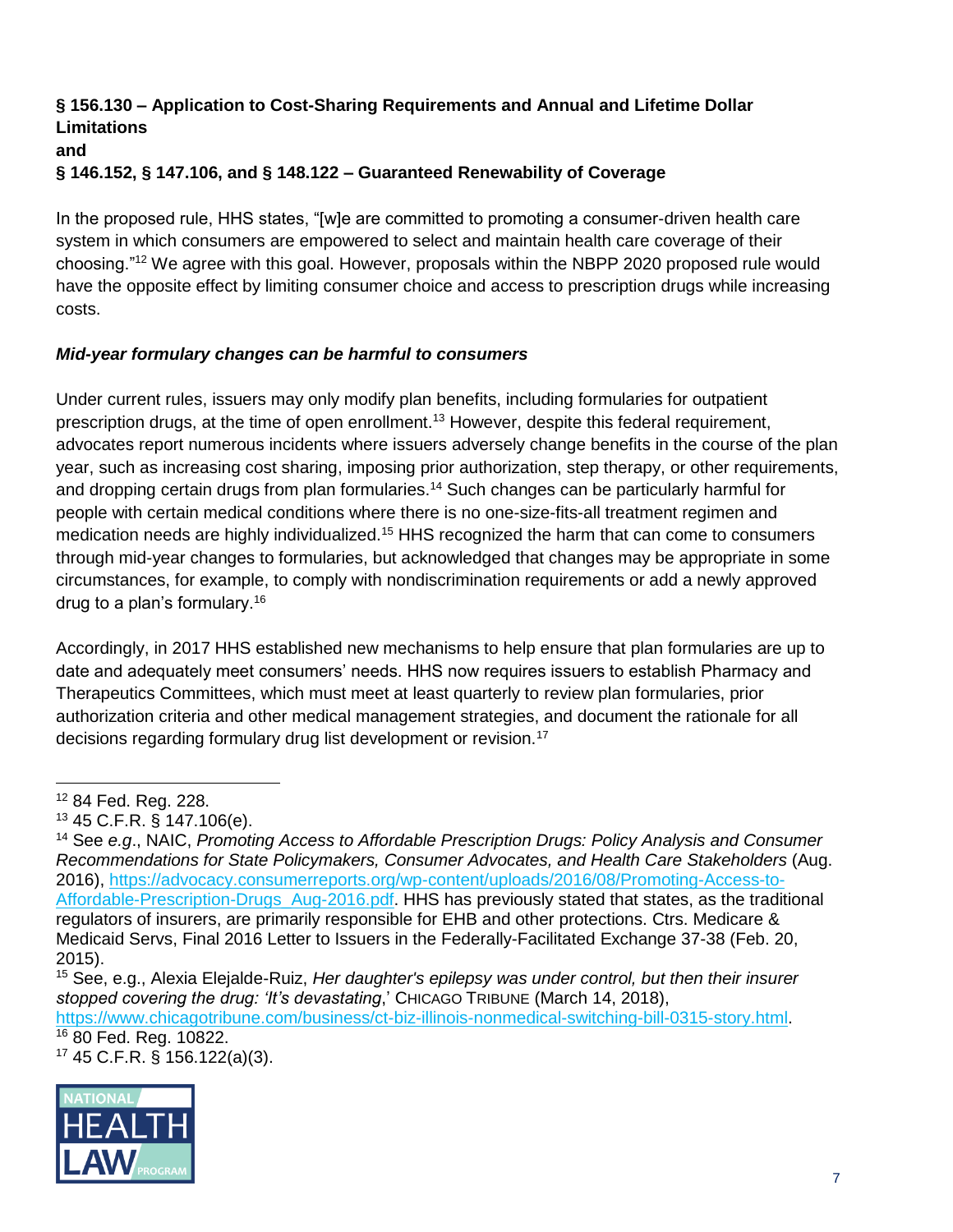**§ 156.130 – Application to Cost-Sharing Requirements and Annual and Lifetime Dollar Limitations**
**and**
**§ 146.152, § 147.106, and § 148.122 – Guaranteed Renewability of Coverage**

In the proposed rule, HHS states, "[w]e are committed to promoting a consumer-driven health care system in which consumers are empowered to select and maintain health care coverage of their choosing."[12] We agree with this goal. However, proposals within the NBPP 2020 proposed rule would have the opposite effect by limiting consumer choice and access to prescription drugs while increasing costs.

***Mid-year formulary changes can be harmful to consumers***

Under current rules, issuers may only modify plan benefits, including formularies for outpatient prescription drugs, at the time of open enrollment.[13] However, despite this federal requirement, advocates report numerous incidents where issuers adversely change benefits in the course of the plan year, such as increasing cost sharing, imposing prior authorization, step therapy, or other requirements, and dropping certain drugs from plan formularies.[14] Such changes can be particularly harmful for people with certain medical conditions where there is no one-size-fits-all treatment regimen and medication needs are highly individualized.[15] HHS recognized the harm that can come to consumers through mid-year changes to formularies, but acknowledged that changes may be appropriate in some circumstances, for example, to comply with nondiscrimination requirements or add a newly approved drug to a plan's formulary.[16]

Accordingly, in 2017 HHS established new mechanisms to help ensure that plan formularies are up to date and adequately meet consumers' needs. HHS now requires issuers to establish Pharmacy and Therapeutics Committees, which must meet at least quarterly to review plan formularies, prior authorization criteria and other medical management strategies, and document the rationale for all decisions regarding formulary drug list development or revision.[17]

---

[12] 84 Fed. Reg. 228.

[13] 45 C.F.R. § 147.106(e).

[14] See *e.g*., NAIC, *Promoting Access to Affordable Prescription Drugs: Policy Analysis and Consumer Recommendations for State Policymakers, Consumer Advocates, and Health Care Stakeholders* (Aug. 2016), https://advocacy.consumerreports.org/wp-content/uploads/2016/08/Promoting-Access-to-Affordable-Prescription-Drugs_Aug-2016.pdf. HHS has previously stated that states, as the traditional regulators of insurers, are primarily responsible for EHB and other protections. Ctrs. Medicare & Medicaid Servs, Final 2016 Letter to Issuers in the Federally-Facilitated Exchange 37-38 (Feb. 20, 2015).

[15] See, e.g., Alexia Elejalde-Ruiz, *Her daughter's epilepsy was under control, but then their insurer stopped covering the drug: 'It's devastating*,' CHICAGO TRIBUNE (March 14, 2018), https://www.chicagotribune.com/business/ct-biz-illinois-nonmedical-switching-bill-0315-story.html.

[16] 80 Fed. Reg. 10822.

[17] 45 C.F.R. § 156.122(a)(3).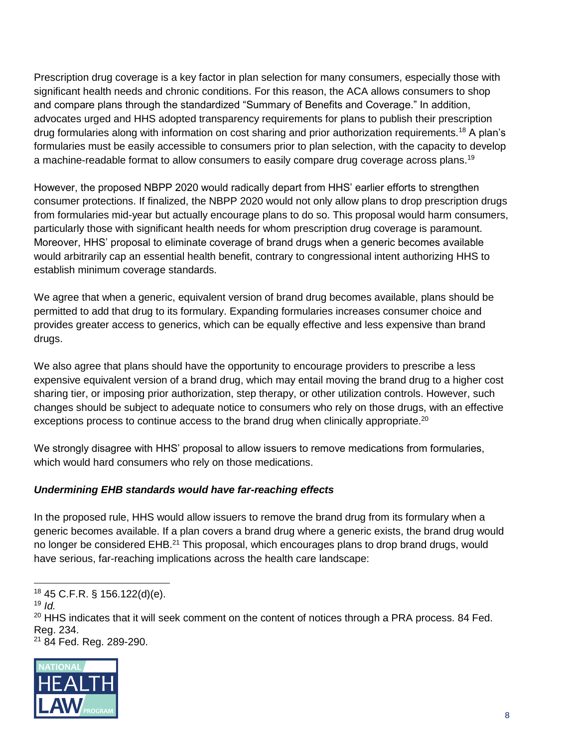Prescription drug coverage is a key factor in plan selection for many consumers, especially those with significant health needs and chronic conditions. For this reason, the ACA allows consumers to shop and compare plans through the standardized "Summary of Benefits and Coverage." In addition, advocates urged and HHS adopted transparency requirements for plans to publish their prescription drug formularies along with information on cost sharing and prior authorization requirements.[18] A plan's formularies must be easily accessible to consumers prior to plan selection, with the capacity to develop a machine-readable format to allow consumers to easily compare drug coverage across plans.[19]

However, the proposed NBPP 2020 would radically depart from HHS' earlier efforts to strengthen consumer protections. If finalized, the NBPP 2020 would not only allow plans to drop prescription drugs from formularies mid-year but actually encourage plans to do so. This proposal would harm consumers, particularly those with significant health needs for whom prescription drug coverage is paramount. Moreover, HHS' proposal to eliminate coverage of brand drugs when a generic becomes available would arbitrarily cap an essential health benefit, contrary to congressional intent authorizing HHS to establish minimum coverage standards.

We agree that when a generic, equivalent version of brand drug becomes available, plans should be permitted to add that drug to its formulary. Expanding formularies increases consumer choice and provides greater access to generics, which can be equally effective and less expensive than brand drugs.

We also agree that plans should have the opportunity to encourage providers to prescribe a less expensive equivalent version of a brand drug, which may entail moving the brand drug to a higher cost sharing tier, or imposing prior authorization, step therapy, or other utilization controls. However, such changes should be subject to adequate notice to consumers who rely on those drugs, with an effective exceptions process to continue access to the brand drug when clinically appropriate.[20]

We strongly disagree with HHS' proposal to allow issuers to remove medications from formularies, which would hard consumers who rely on those medications.

***Undermining EHB standards would have far-reaching effects***

In the proposed rule, HHS would allow issuers to remove the brand drug from its formulary when a generic becomes available. If a plan covers a brand drug where a generic exists, the brand drug would no longer be considered EHB.[21] This proposal, which encourages plans to drop brand drugs, would have serious, far-reaching implications across the health care landscape:

[18] 45 C.F.R. § 156.122(d)(e).

[19] *Id.*

[20] HHS indicates that it will seek comment on the content of notices through a PRA process. 84 Fed. Reg. 234.

[21] 84 Fed. Reg. 289-290.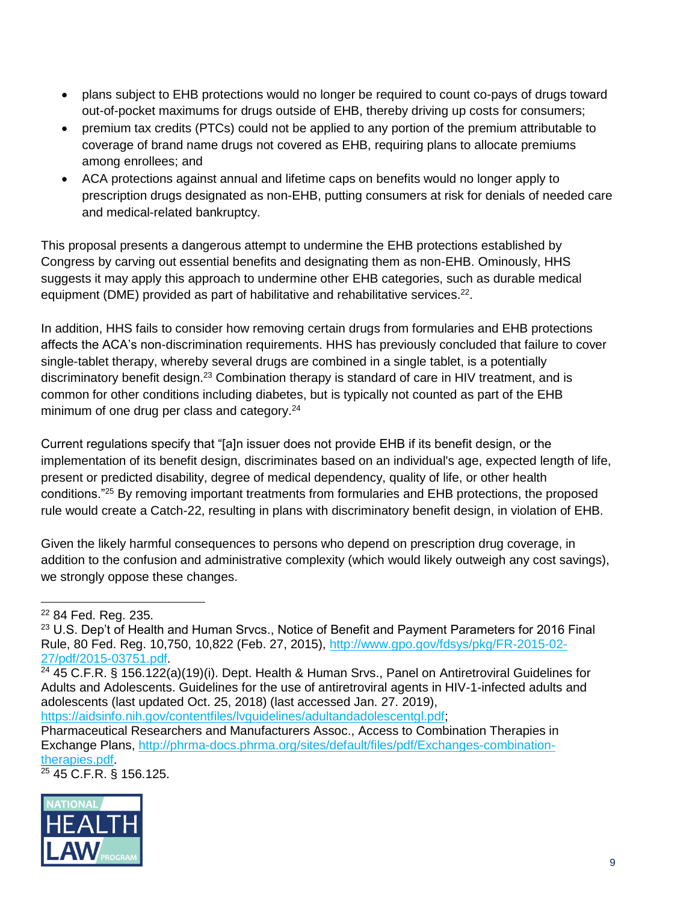- plans subject to EHB protections would no longer be required to count co-pays of drugs toward out-of-pocket maximums for drugs outside of EHB, thereby driving up costs for consumers;
- premium tax credits (PTCs) could not be applied to any portion of the premium attributable to coverage of brand name drugs not covered as EHB, requiring plans to allocate premiums among enrollees; and
- ACA protections against annual and lifetime caps on benefits would no longer apply to prescription drugs designated as non-EHB, putting consumers at risk for denials of needed care and medical-related bankruptcy.

This proposal presents a dangerous attempt to undermine the EHB protections established by Congress by carving out essential benefits and designating them as non-EHB. Ominously, HHS suggests it may apply this approach to undermine other EHB categories, such as durable medical equipment (DME) provided as part of habilitative and rehabilitative services.[22].

In addition, HHS fails to consider how removing certain drugs from formularies and EHB protections affects the ACA's non-discrimination requirements. HHS has previously concluded that failure to cover single-tablet therapy, whereby several drugs are combined in a single tablet, is a potentially discriminatory benefit design.[23] Combination therapy is standard of care in HIV treatment, and is common for other conditions including diabetes, but is typically not counted as part of the EHB minimum of one drug per class and category.[24]

Current regulations specify that "[a]n issuer does not provide EHB if its benefit design, or the implementation of its benefit design, discriminates based on an individual's age, expected length of life, present or predicted disability, degree of medical dependency, quality of life, or other health conditions."[25] By removing important treatments from formularies and EHB protections, the proposed rule would create a Catch-22, resulting in plans with discriminatory benefit design, in violation of EHB.

Given the likely harmful consequences to persons who depend on prescription drug coverage, in addition to the confusion and administrative complexity (which would likely outweigh any cost savings), we strongly oppose these changes.

---

[22] 84 Fed. Reg. 235.

[23] U.S. Dep't of Health and Human Srvcs., Notice of Benefit and Payment Parameters for 2016 Final Rule, 80 Fed. Reg. 10,750, 10,822 (Feb. 27, 2015), http://www.gpo.gov/fdsys/pkg/FR-2015-02-27/pdf/2015-03751.pdf.

[24] 45 C.F.R. § 156.122(a)(19)(i). Dept. Health & Human Srvs., Panel on Antiretroviral Guidelines for Adults and Adolescents. Guidelines for the use of antiretroviral agents in HIV-1-infected adults and adolescents (last updated Oct. 25, 2018) (last accessed Jan. 27. 2019), https://aidsinfo.nih.gov/contentfiles/lvguidelines/adultandadolescentgl.pdf; Pharmaceutical Researchers and Manufacturers Assoc., Access to Combination Therapies in Exchange Plans, http://phrma-docs.phrma.org/sites/default/files/pdf/Exchanges-combination-therapies.pdf.

[25] 45 C.F.R. § 156.125.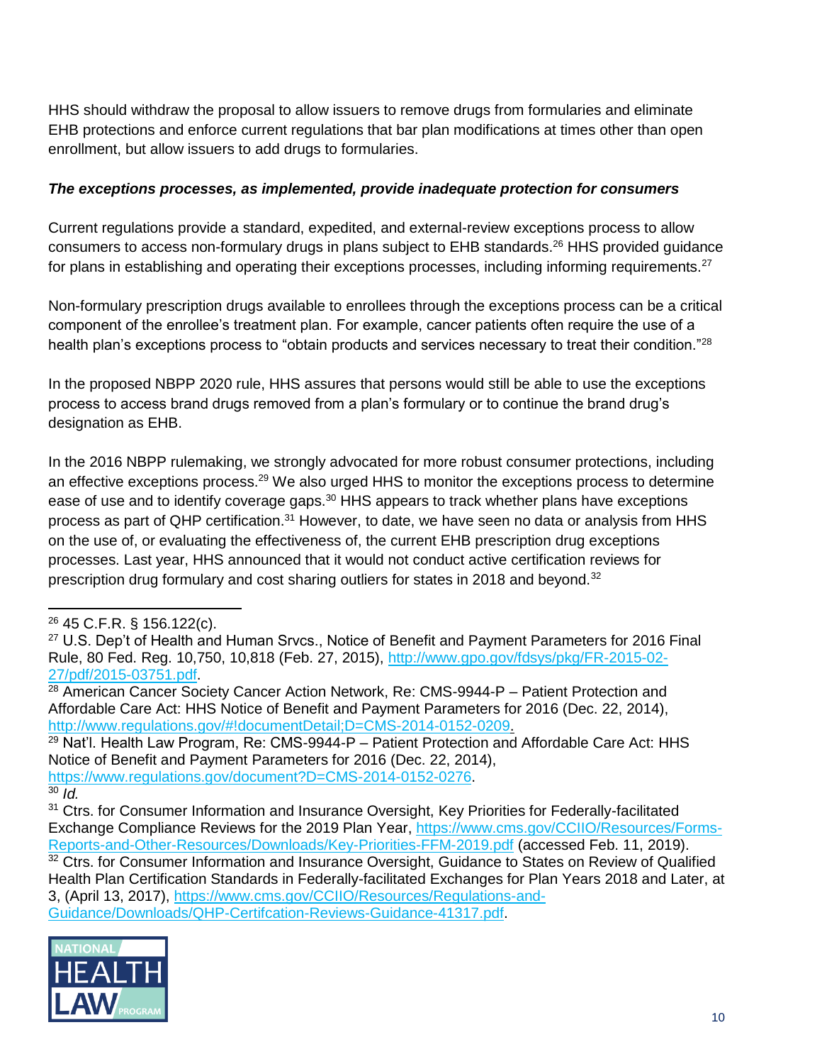HHS should withdraw the proposal to allow issuers to remove drugs from formularies and eliminate EHB protections and enforce current regulations that bar plan modifications at times other than open enrollment, but allow issuers to add drugs to formularies.

***The exceptions processes, as implemented, provide inadequate protection for consumers***

Current regulations provide a standard, expedited, and external-review exceptions process to allow consumers to access non-formulary drugs in plans subject to EHB standards.[26] HHS provided guidance for plans in establishing and operating their exceptions processes, including informing requirements.[27]

Non-formulary prescription drugs available to enrollees through the exceptions process can be a critical component of the enrollee's treatment plan. For example, cancer patients often require the use of a health plan's exceptions process to "obtain products and services necessary to treat their condition."[28]

In the proposed NBPP 2020 rule, HHS assures that persons would still be able to use the exceptions process to access brand drugs removed from a plan's formulary or to continue the brand drug's designation as EHB.

In the 2016 NBPP rulemaking, we strongly advocated for more robust consumer protections, including an effective exceptions process.[29] We also urged HHS to monitor the exceptions process to determine ease of use and to identify coverage gaps.[30] HHS appears to track whether plans have exceptions process as part of QHP certification.[31] However, to date, we have seen no data or analysis from HHS on the use of, or evaluating the effectiveness of, the current EHB prescription drug exceptions processes. Last year, HHS announced that it would not conduct active certification reviews for prescription drug formulary and cost sharing outliers for states in 2018 and beyond.[32]

---

[26] 45 C.F.R. § 156.122(c).

[27] U.S. Dep't of Health and Human Srvcs., Notice of Benefit and Payment Parameters for 2016 Final Rule, 80 Fed. Reg. 10,750, 10,818 (Feb. 27, 2015), http://www.gpo.gov/fdsys/pkg/FR-2015-02-27/pdf/2015-03751.pdf.

[28] American Cancer Society Cancer Action Network, Re: CMS-9944-P – Patient Protection and Affordable Care Act: HHS Notice of Benefit and Payment Parameters for 2016 (Dec. 22, 2014), http://www.regulations.gov/#!documentDetail;D=CMS-2014-0152-0209.

[29] Nat'l. Health Law Program, Re: CMS-9944-P – Patient Protection and Affordable Care Act: HHS Notice of Benefit and Payment Parameters for 2016 (Dec. 22, 2014), https://www.regulations.gov/document?D=CMS-2014-0152-0276.

[30] *Id.*

[31] Ctrs. for Consumer Information and Insurance Oversight, Key Priorities for Federally-facilitated Exchange Compliance Reviews for the 2019 Plan Year, https://www.cms.gov/CCIIO/Resources/Forms-Reports-and-Other-Resources/Downloads/Key-Priorities-FFM-2019.pdf (accessed Feb. 11, 2019).

[32] Ctrs. for Consumer Information and Insurance Oversight, Guidance to States on Review of Qualified Health Plan Certification Standards in Federally-facilitated Exchanges for Plan Years 2018 and Later, at 3, (April 13, 2017), https://www.cms.gov/CCIIO/Resources/Regulations-and-Guidance/Downloads/QHP-Certifcation-Reviews-Guidance-41317.pdf.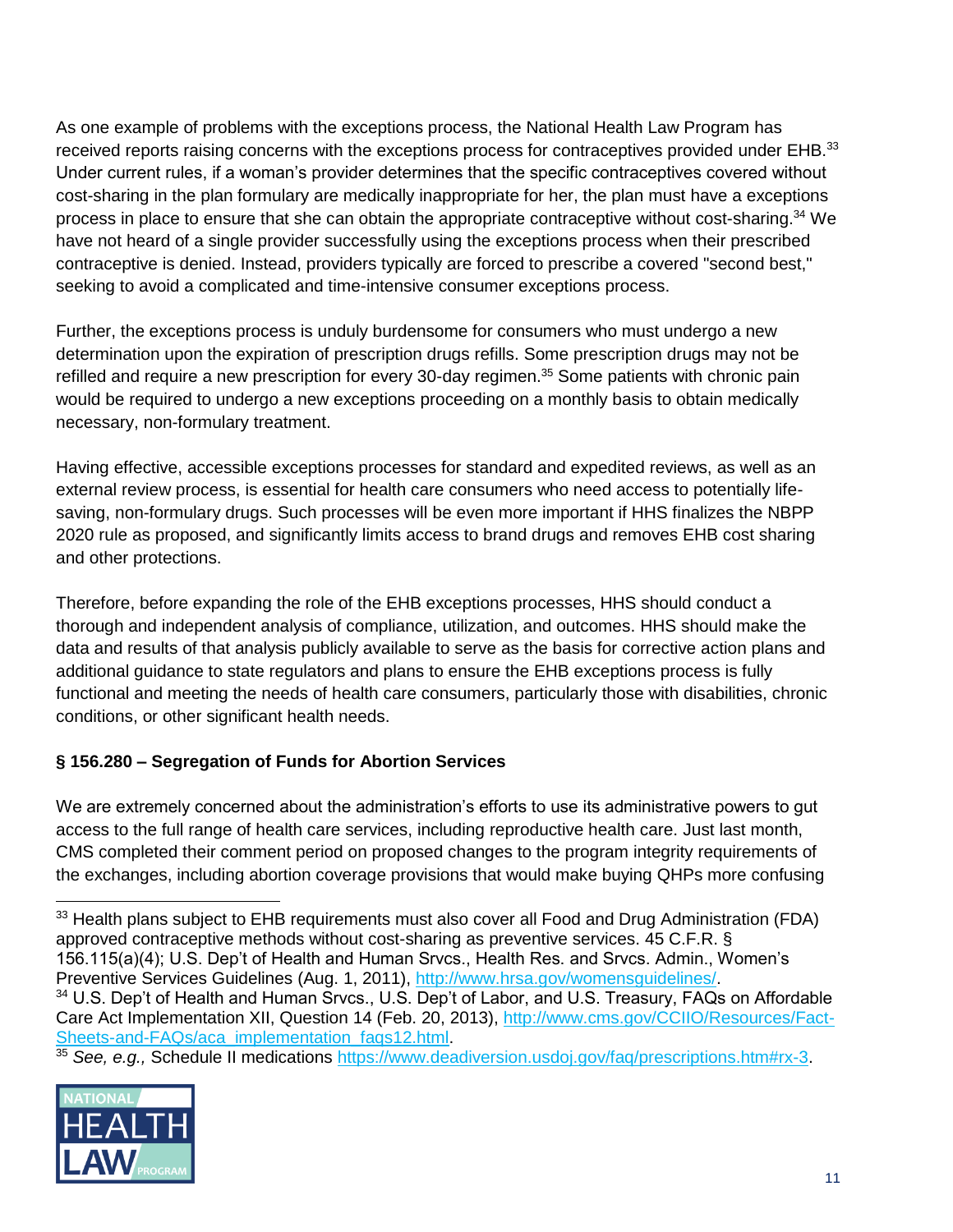As one example of problems with the exceptions process, the National Health Law Program has received reports raising concerns with the exceptions process for contraceptives provided under EHB.[33] Under current rules, if a woman's provider determines that the specific contraceptives covered without cost-sharing in the plan formulary are medically inappropriate for her, the plan must have a exceptions process in place to ensure that she can obtain the appropriate contraceptive without cost-sharing.[34] We have not heard of a single provider successfully using the exceptions process when their prescribed contraceptive is denied. Instead, providers typically are forced to prescribe a covered "second best," seeking to avoid a complicated and time-intensive consumer exceptions process.

Further, the exceptions process is unduly burdensome for consumers who must undergo a new determination upon the expiration of prescription drugs refills. Some prescription drugs may not be refilled and require a new prescription for every 30-day regimen.[35] Some patients with chronic pain would be required to undergo a new exceptions proceeding on a monthly basis to obtain medically necessary, non-formulary treatment.

Having effective, accessible exceptions processes for standard and expedited reviews, as well as an external review process, is essential for health care consumers who need access to potentially life-saving, non-formulary drugs. Such processes will be even more important if HHS finalizes the NBPP 2020 rule as proposed, and significantly limits access to brand drugs and removes EHB cost sharing and other protections.

Therefore, before expanding the role of the EHB exceptions processes, HHS should conduct a thorough and independent analysis of compliance, utilization, and outcomes. HHS should make the data and results of that analysis publicly available to serve as the basis for corrective action plans and additional guidance to state regulators and plans to ensure the EHB exceptions process is fully functional and meeting the needs of health care consumers, particularly those with disabilities, chronic conditions, or other significant health needs.

### § 156.280 – Segregation of Funds for Abortion Services

We are extremely concerned about the administration's efforts to use its administrative powers to gut access to the full range of health care services, including reproductive health care. Just last month, CMS completed their comment period on proposed changes to the program integrity requirements of the exchanges, including abortion coverage provisions that would make buying QHPs more confusing

---

[33] Health plans subject to EHB requirements must also cover all Food and Drug Administration (FDA) approved contraceptive methods without cost-sharing as preventive services. 45 C.F.R. § 156.115(a)(4); U.S. Dep't of Health and Human Srvcs., Health Res. and Srvcs. Admin., Women's Preventive Services Guidelines (Aug. 1, 2011), http://www.hrsa.gov/womensguidelines/.

[34] U.S. Dep't of Health and Human Srvcs., U.S. Dep't of Labor, and U.S. Treasury, FAQs on Affordable Care Act Implementation XII, Question 14 (Feb. 20, 2013), http://www.cms.gov/CCIIO/Resources/Fact-Sheets-and-FAQs/aca_implementation_faqs12.html.

[35] *See, e.g.,* Schedule II medications https://www.deadiversion.usdoj.gov/faq/prescriptions.htm#rx-3.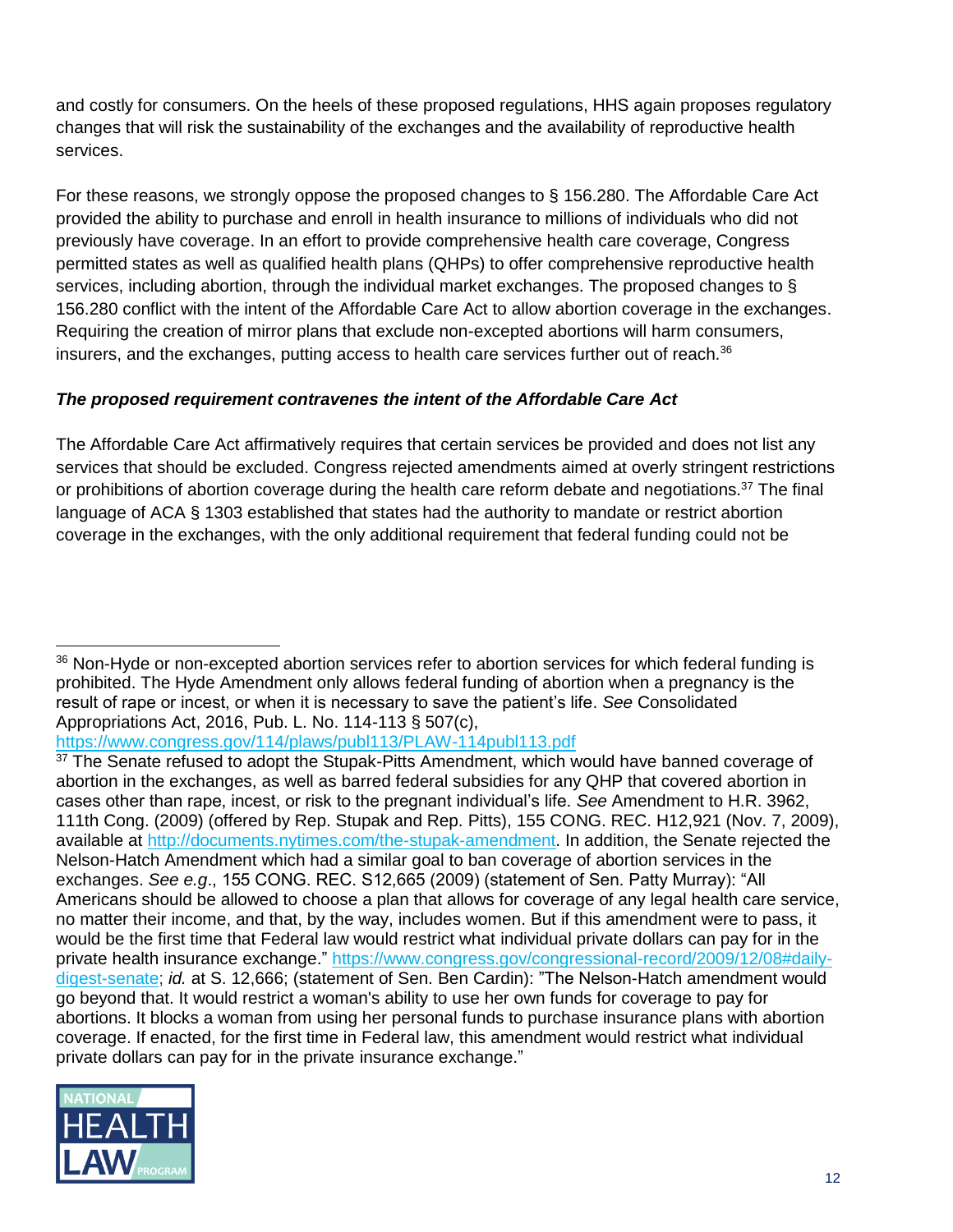and costly for consumers. On the heels of these proposed regulations, HHS again proposes regulatory changes that will risk the sustainability of the exchanges and the availability of reproductive health services.

For these reasons, we strongly oppose the proposed changes to § 156.280. The Affordable Care Act provided the ability to purchase and enroll in health insurance to millions of individuals who did not previously have coverage. In an effort to provide comprehensive health care coverage, Congress permitted states as well as qualified health plans (QHPs) to offer comprehensive reproductive health services, including abortion, through the individual market exchanges. The proposed changes to § 156.280 conflict with the intent of the Affordable Care Act to allow abortion coverage in the exchanges. Requiring the creation of mirror plans that exclude non-excepted abortions will harm consumers, insurers, and the exchanges, putting access to health care services further out of reach.[36]

***The proposed requirement contravenes the intent of the Affordable Care Act***

The Affordable Care Act affirmatively requires that certain services be provided and does not list any services that should be excluded. Congress rejected amendments aimed at overly stringent restrictions or prohibitions of abortion coverage during the health care reform debate and negotiations.[37] The final language of ACA § 1303 established that states had the authority to mandate or restrict abortion coverage in the exchanges, with the only additional requirement that federal funding could not be

---

[36] Non-Hyde or non-excepted abortion services refer to abortion services for which federal funding is prohibited. The Hyde Amendment only allows federal funding of abortion when a pregnancy is the result of rape or incest, or when it is necessary to save the patient's life. *See* Consolidated Appropriations Act, 2016, Pub. L. No. 114-113 § 507(c), https://www.congress.gov/114/plaws/publ113/PLAW-114publ113.pdf

[37] The Senate refused to adopt the Stupak-Pitts Amendment, which would have banned coverage of abortion in the exchanges, as well as barred federal subsidies for any QHP that covered abortion in cases other than rape, incest, or risk to the pregnant individual's life. *See* Amendment to H.R. 3962, 111th Cong. (2009) (offered by Rep. Stupak and Rep. Pitts), 155 CONG. REC. H12,921 (Nov. 7, 2009), available at http://documents.nytimes.com/the-stupak-amendment. In addition, the Senate rejected the Nelson-Hatch Amendment which had a similar goal to ban coverage of abortion services in the exchanges. *See e.g*., 155 CONG. REC. S12,665 (2009) (statement of Sen. Patty Murray): "All Americans should be allowed to choose a plan that allows for coverage of any legal health care service, no matter their income, and that, by the way, includes women. But if this amendment were to pass, it would be the first time that Federal law would restrict what individual private dollars can pay for in the private health insurance exchange." https://www.congress.gov/congressional-record/2009/12/08#daily-digest-senate; *id.* at S. 12,666; (statement of Sen. Ben Cardin): "The Nelson-Hatch amendment would go beyond that. It would restrict a woman's ability to use her own funds for coverage to pay for abortions. It blocks a woman from using her personal funds to purchase insurance plans with abortion coverage. If enacted, for the first time in Federal law, this amendment would restrict what individual private dollars can pay for in the private insurance exchange."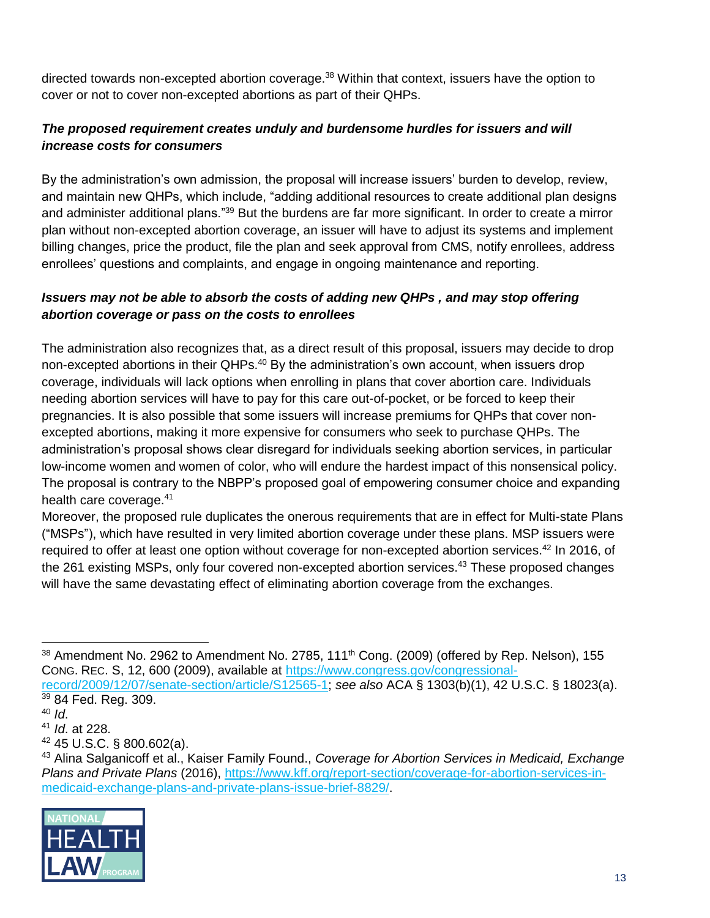directed towards non-excepted abortion coverage.[38] Within that context, issuers have the option to cover or not to cover non-excepted abortions as part of their QHPs.

***The proposed requirement creates unduly and burdensome hurdles for issuers and will increase costs for consumers***

By the administration's own admission, the proposal will increase issuers' burden to develop, review, and maintain new QHPs, which include, "adding additional resources to create additional plan designs and administer additional plans."[39] But the burdens are far more significant. In order to create a mirror plan without non-excepted abortion coverage, an issuer will have to adjust its systems and implement billing changes, price the product, file the plan and seek approval from CMS, notify enrollees, address enrollees' questions and complaints, and engage in ongoing maintenance and reporting.

***Issuers may not be able to absorb the costs of adding new QHPs , and may stop offering abortion coverage or pass on the costs to enrollees***

The administration also recognizes that, as a direct result of this proposal, issuers may decide to drop non-excepted abortions in their QHPs.[40] By the administration's own account, when issuers drop coverage, individuals will lack options when enrolling in plans that cover abortion care. Individuals needing abortion services will have to pay for this care out-of-pocket, or be forced to keep their pregnancies. It is also possible that some issuers will increase premiums for QHPs that cover non-excepted abortions, making it more expensive for consumers who seek to purchase QHPs. The administration's proposal shows clear disregard for individuals seeking abortion services, in particular low-income women and women of color, who will endure the hardest impact of this nonsensical policy. The proposal is contrary to the NBPP's proposed goal of empowering consumer choice and expanding health care coverage.[41]

Moreover, the proposed rule duplicates the onerous requirements that are in effect for Multi-state Plans ("MSPs"), which have resulted in very limited abortion coverage under these plans. MSP issuers were required to offer at least one option without coverage for non-excepted abortion services.[42] In 2016, of the 261 existing MSPs, only four covered non-excepted abortion services.[43] These proposed changes will have the same devastating effect of eliminating abortion coverage from the exchanges.

---

[38] Amendment No. 2962 to Amendment No. 2785, 111th Cong. (2009) (offered by Rep. Nelson), 155 CONG. REC. S, 12, 600 (2009), available at https://www.congress.gov/congressional-record/2009/12/07/senate-section/article/S12565-1; *see also* ACA § 1303(b)(1), 42 U.S.C. § 18023(a).

[39] 84 Fed. Reg. 309.

[40] *Id*.

[41] *Id*. at 228.

[42] 45 U.S.C. § 800.602(a).

[43] Alina Salganicoff et al., Kaiser Family Found., *Coverage for Abortion Services in Medicaid, Exchange Plans and Private Plans* (2016), https://www.kff.org/report-section/coverage-for-abortion-services-in-medicaid-exchange-plans-and-private-plans-issue-brief-8829/.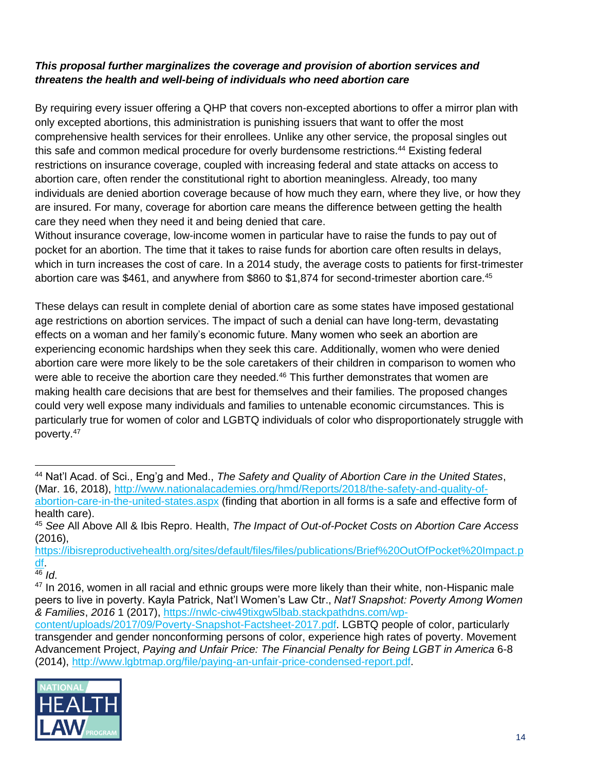***This proposal further marginalizes the coverage and provision of abortion services and threatens the health and well-being of individuals who need abortion care***

By requiring every issuer offering a QHP that covers non-excepted abortions to offer a mirror plan with only excepted abortions, this administration is punishing issuers that want to offer the most comprehensive health services for their enrollees. Unlike any other service, the proposal singles out this safe and common medical procedure for overly burdensome restrictions.[44] Existing federal restrictions on insurance coverage, coupled with increasing federal and state attacks on access to abortion care, often render the constitutional right to abortion meaningless. Already, too many individuals are denied abortion coverage because of how much they earn, where they live, or how they are insured. For many, coverage for abortion care means the difference between getting the health care they need when they need it and being denied that care.
Without insurance coverage, low-income women in particular have to raise the funds to pay out of pocket for an abortion. The time that it takes to raise funds for abortion care often results in delays, which in turn increases the cost of care. In a 2014 study, the average costs to patients for first-trimester abortion care was $461, and anywhere from $860 to $1,874 for second-trimester abortion care.[45]

These delays can result in complete denial of abortion care as some states have imposed gestational age restrictions on abortion services. The impact of such a denial can have long-term, devastating effects on a woman and her family's economic future. Many women who seek an abortion are experiencing economic hardships when they seek this care. Additionally, women who were denied abortion care were more likely to be the sole caretakers of their children in comparison to women who were able to receive the abortion care they needed.[46] This further demonstrates that women are making health care decisions that are best for themselves and their families. The proposed changes could very well expose many individuals and families to untenable economic circumstances. This is particularly true for women of color and LGBTQ individuals of color who disproportionately struggle with poverty.[47]

---

[44] Nat'l Acad. of Sci., Eng'g and Med., *The Safety and Quality of Abortion Care in the United States*, (Mar. 16, 2018), http://www.nationalacademies.org/hmd/Reports/2018/the-safety-and-quality-of-abortion-care-in-the-united-states.aspx (finding that abortion in all forms is a safe and effective form of health care).

[45] *See* All Above All & Ibis Repro. Health, *The Impact of Out-of-Pocket Costs on Abortion Care Access* (2016), https://ibisreproductivehealth.org/sites/default/files/files/publications/Brief%20OutOfPocket%20Impact.pdf.

[46] *Id*.

[47] In 2016, women in all racial and ethnic groups were more likely than their white, non-Hispanic male peers to live in poverty. Kayla Patrick, Nat'l Women's Law Ctr., *Nat'l Snapshot: Poverty Among Women & Families*, *2016* 1 (2017), https://nwlc-ciw49tixgw5lbab.stackpathdns.com/wp-content/uploads/2017/09/Poverty-Snapshot-Factsheet-2017.pdf. LGBTQ people of color, particularly transgender and gender nonconforming persons of color, experience high rates of poverty. Movement Advancement Project, *Paying and Unfair Price: The Financial Penalty for Being LGBT in America* 6-8 (2014), http://www.lgbtmap.org/file/paying-an-unfair-price-condensed-report.pdf.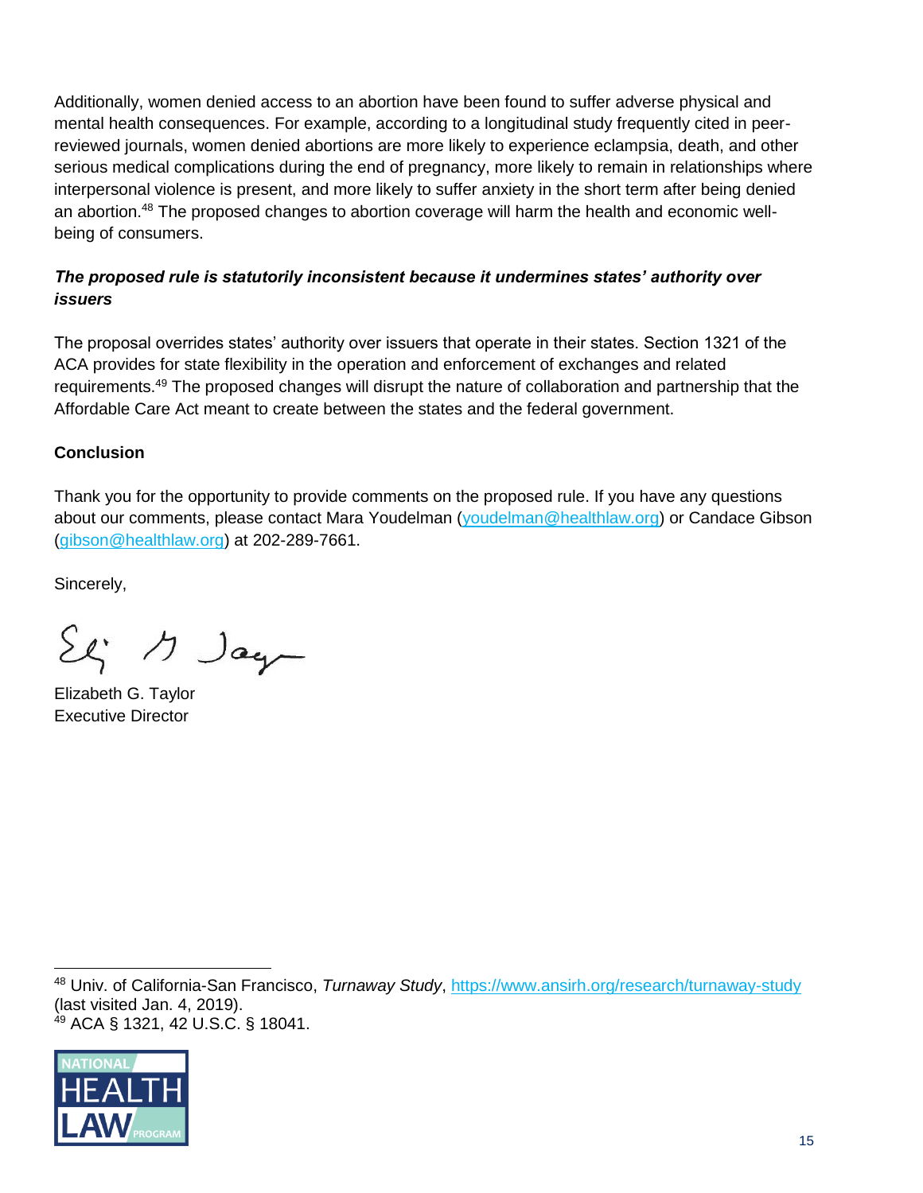Additionally, women denied access to an abortion have been found to suffer adverse physical and mental health consequences. For example, according to a longitudinal study frequently cited in peer-reviewed journals, women denied abortions are more likely to experience eclampsia, death, and other serious medical complications during the end of pregnancy, more likely to remain in relationships where interpersonal violence is present, and more likely to suffer anxiety in the short term after being denied an abortion.[48] The proposed changes to abortion coverage will harm the health and economic well-being of consumers.

***The proposed rule is statutorily inconsistent because it undermines states' authority over issuers***

The proposal overrides states' authority over issuers that operate in their states. Section 1321 of the ACA provides for state flexibility in the operation and enforcement of exchanges and related requirements.[49] The proposed changes will disrupt the nature of collaboration and partnership that the Affordable Care Act meant to create between the states and the federal government.

**Conclusion**

Thank you for the opportunity to provide comments on the proposed rule. If you have any questions about our comments, please contact Mara Youdelman (youdelman@healthlaw.org) or Candace Gibson (gibson@healthlaw.org) at 202-289-7661.

Sincerely,

Elizabeth G. Taylor
Executive Director

---

[48] Univ. of California-San Francisco, *Turnaway Study*, https://www.ansirh.org/research/turnaway-study (last visited Jan. 4, 2019).

[49] ACA § 1321, 42 U.S.C. § 18041.